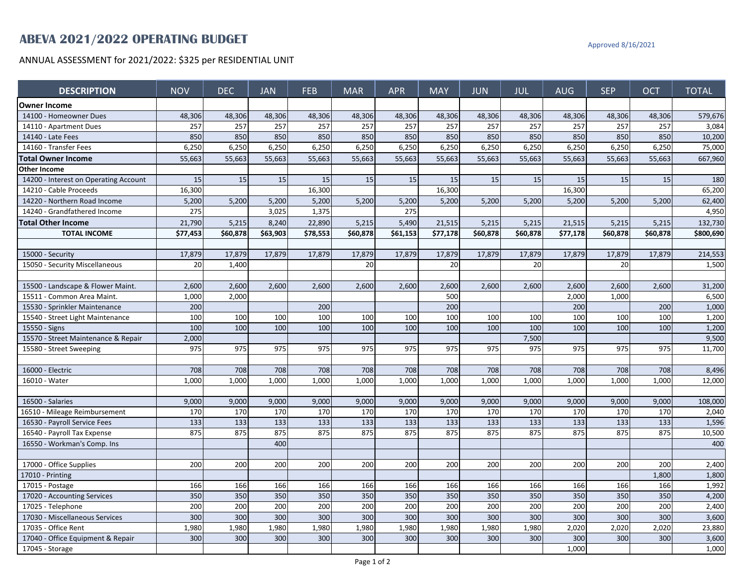# ABEVA 2021/2022 OPERATING BUDGET

Approved 8/16/2021

ANNUAL ASSESSMENT for 2021/2022: $325 per RESIDENTIAL UNIT

| DESCRIPTION | NOV | DEC | JAN | FEB | MAR | APR | MAY | JUN | JUL | AUG | SEP | OCT | TOTAL |
|---|---|---|---|---|---|---|---|---|---|---|---|---|---|
| **Owner Income** | | | | | | | | | | | | | |
| 14100 - Homeowner Dues | 48,306 | 48,306 | 48,306 | 48,306 | 48,306 | 48,306 | 48,306 | 48,306 | 48,306 | 48,306 | 48,306 | 48,306 | 579,676 |
| 14110 - Apartment Dues | 257 | 257 | 257 | 257 | 257 | 257 | 257 | 257 | 257 | 257 | 257 | 257 | 3,084 |
| 14140 - Late Fees | 850 | 850 | 850 | 850 | 850 | 850 | 850 | 850 | 850 | 850 | 850 | 850 | 10,200 |
| 14160 - Transfer Fees | 6,250 | 6,250 | 6,250 | 6,250 | 6,250 | 6,250 | 6,250 | 6,250 | 6,250 | 6,250 | 6,250 | 6,250 | 75,000 |
| **Total Owner Income** | 55,663 | 55,663 | 55,663 | 55,663 | 55,663 | 55,663 | 55,663 | 55,663 | 55,663 | 55,663 | 55,663 | 55,663 | 667,960 |
| **Other Income** | | | | | | | | | | | | | |
| 14200 - Interest on Operating Account | 15 | 15 | 15 | 15 | 15 | 15 | 15 | 15 | 15 | 15 | 15 | 15 | 180 |
| 14210 - Cable Proceeds | 16,300 | | | 16,300 | | | 16,300 | | | 16,300 | | | 65,200 |
| 14220 - Northern Road Income | 5,200 | 5,200 | 5,200 | 5,200 | 5,200 | 5,200 | 5,200 | 5,200 | 5,200 | 5,200 | 5,200 | 5,200 | 62,400 |
| 14240 - Grandfathered Income | 275 | | 3,025 | 1,375 | | 275 | | | | | | | 4,950 |
| **Total Other Income** | 21,790 | 5,215 | 8,240 | 22,890 | 5,215 | 5,490 | 21,515 | 5,215 | 5,215 | 21,515 | 5,215 | 5,215 | 132,730 |
| **TOTAL INCOME** | **$77,453** | **$60,878** | **$63,903** | **$78,553** | **$60,878** | **$61,153** | **$77,178** | **$60,878** | **$60,878** | **$77,178** | **$60,878** | **$60,878** | **$800,690** |
| | | | | | | | | | | | | | |
| 15000 - Security | 17,879 | 17,879 | 17,879 | 17,879 | 17,879 | 17,879 | 17,879 | 17,879 | 17,879 | 17,879 | 17,879 | 17,879 | 214,553 |
| 15050 - Security Miscellaneous | 20 | 1,400 | | | 20 | | 20 | | 20 | | 20 | | 1,500 |
| | | | | | | | | | | | | | |
| 15500 - Landscape & Flower Maint. | 2,600 | 2,600 | 2,600 | 2,600 | 2,600 | 2,600 | 2,600 | 2,600 | 2,600 | 2,600 | 2,600 | 2,600 | 31,200 |
| 15511 - Common Area Maint. | 1,000 | 2,000 | | | | | 500 | | | 2,000 | 1,000 | | 6,500 |
| 15530 - Sprinkler Maintenance | 200 | | | 200 | | | 200 | | | 200 | | 200 | 1,000 |
| 15540 - Street Light Maintenance | 100 | 100 | 100 | 100 | 100 | 100 | 100 | 100 | 100 | 100 | 100 | 100 | 1,200 |
| 15550 - Signs | 100 | 100 | 100 | 100 | 100 | 100 | 100 | 100 | 100 | 100 | 100 | 100 | 1,200 |
| 15570 - Street Maintenance & Repair | 2,000 | | | | | | | | 7,500 | | | | 9,500 |
| 15580 - Street Sweeping | 975 | 975 | 975 | 975 | 975 | 975 | 975 | 975 | 975 | 975 | 975 | 975 | 11,700 |
| | | | | | | | | | | | | | |
| 16000 - Electric | 708 | 708 | 708 | 708 | 708 | 708 | 708 | 708 | 708 | 708 | 708 | 708 | 8,496 |
| 16010 - Water | 1,000 | 1,000 | 1,000 | 1,000 | 1,000 | 1,000 | 1,000 | 1,000 | 1,000 | 1,000 | 1,000 | 1,000 | 12,000 |
| | | | | | | | | | | | | | |
| 16500 - Salaries | 9,000 | 9,000 | 9,000 | 9,000 | 9,000 | 9,000 | 9,000 | 9,000 | 9,000 | 9,000 | 9,000 | 9,000 | 108,000 |
| 16510 - Mileage Reimbursement | 170 | 170 | 170 | 170 | 170 | 170 | 170 | 170 | 170 | 170 | 170 | 170 | 2,040 |
| 16530 - Payroll Service Fees | 133 | 133 | 133 | 133 | 133 | 133 | 133 | 133 | 133 | 133 | 133 | 133 | 1,596 |
| 16540 - Payroll Tax Expense | 875 | 875 | 875 | 875 | 875 | 875 | 875 | 875 | 875 | 875 | 875 | 875 | 10,500 |
| 16550 - Workman's Comp. Ins | | | 400 | | | | | | | | | | 400 |
| | | | | | | | | | | | | | |
| 17000 - Office Supplies | 200 | 200 | 200 | 200 | 200 | 200 | 200 | 200 | 200 | 200 | 200 | 200 | 2,400 |
| 17010 - Printing | | | | | | | | | | | | 1,800 | 1,800 |
| 17015 - Postage | 166 | 166 | 166 | 166 | 166 | 166 | 166 | 166 | 166 | 166 | 166 | 166 | 1,992 |
| 17020 - Accounting Services | 350 | 350 | 350 | 350 | 350 | 350 | 350 | 350 | 350 | 350 | 350 | 350 | 4,200 |
| 17025 - Telephone | 200 | 200 | 200 | 200 | 200 | 200 | 200 | 200 | 200 | 200 | 200 | 200 | 2,400 |
| 17030 - Miscellaneous Services | 300 | 300 | 300 | 300 | 300 | 300 | 300 | 300 | 300 | 300 | 300 | 300 | 3,600 |
| 17035 - Office Rent | 1,980 | 1,980 | 1,980 | 1,980 | 1,980 | 1,980 | 1,980 | 1,980 | 1,980 | 2,020 | 2,020 | 2,020 | 23,880 |
| 17040 - Office Equipment & Repair | 300 | 300 | 300 | 300 | 300 | 300 | 300 | 300 | 300 | 300 | 300 | 300 | 3,600 |
| 17045 - Storage | | | | | | | | | | 1,000 | | | 1,000 |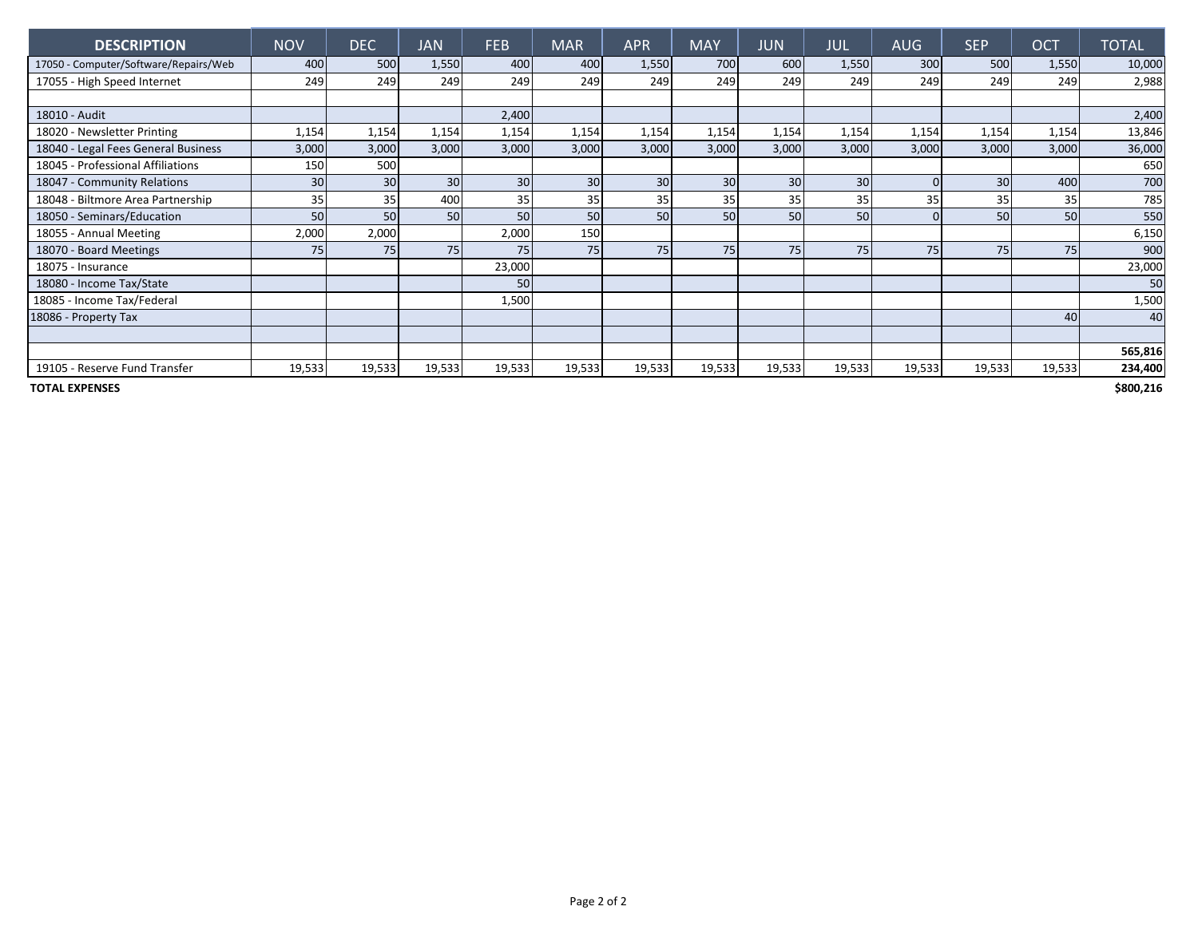| DESCRIPTION | NOV | DEC | JAN | FEB | MAR | APR | MAY | JUN | JUL | AUG | SEP | OCT | TOTAL |
|---|---|---|---|---|---|---|---|---|---|---|---|---|---|
| 17050 - Computer/Software/Repairs/Web | 400 | 500 | 1,550 | 400 | 400 | 1,550 | 700 | 600 | 1,550 | 300 | 500 | 1,550 | 10,000 |
| 17055 - High Speed Internet | 249 | 249 | 249 | 249 | 249 | 249 | 249 | 249 | 249 | 249 | 249 | 249 | 2,988 |
| | | | | | | | | | | | | | |
| 18010 - Audit | | | | 2,400 | | | | | | | | | 2,400 |
| 18020 - Newsletter Printing | 1,154 | 1,154 | 1,154 | 1,154 | 1,154 | 1,154 | 1,154 | 1,154 | 1,154 | 1,154 | 1,154 | 1,154 | 13,846 |
| 18040 - Legal Fees General Business | 3,000 | 3,000 | 3,000 | 3,000 | 3,000 | 3,000 | 3,000 | 3,000 | 3,000 | 3,000 | 3,000 | 3,000 | 36,000 |
| 18045 - Professional Affiliations | 150 | 500 | | | | | | | | | | | 650 |
| 18047 - Community Relations | 30 | 30 | 30 | 30 | 30 | 30 | 30 | 30 | 30 | 0 | 30 | 400 | 700 |
| 18048 - Biltmore Area Partnership | 35 | 35 | 400 | 35 | 35 | 35 | 35 | 35 | 35 | 35 | 35 | 35 | 785 |
| 18050 - Seminars/Education | 50 | 50 | 50 | 50 | 50 | 50 | 50 | 50 | 50 | 0 | 50 | 50 | 550 |
| 18055 - Annual Meeting | 2,000 | 2,000 | | 2,000 | 150 | | | | | | | | 6,150 |
| 18070 - Board Meetings | 75 | 75 | 75 | 75 | 75 | 75 | 75 | 75 | 75 | 75 | 75 | 75 | 900 |
| 18075 - Insurance | | | | 23,000 | | | | | | | | | 23,000 |
| 18080 - Income Tax/State | | | | 50 | | | | | | | | | 50 |
| 18085 - Income Tax/Federal | | | | 1,500 | | | | | | | | | 1,500 |
| 18086 - Property Tax | | | | | | | | | | | | 40 | 40 |
| | | | | | | | | | | | | | |
| | | | | | | | | | | | | | **565,816** |
| 19105 - Reserve Fund Transfer | 19,533 | 19,533 | 19,533 | 19,533 | 19,533 | 19,533 | 19,533 | 19,533 | 19,533 | 19,533 | 19,533 | 19,533 | **234,400** |
| **TOTAL EXPENSES** | | | | | | | | | | | | | **$800,216** |